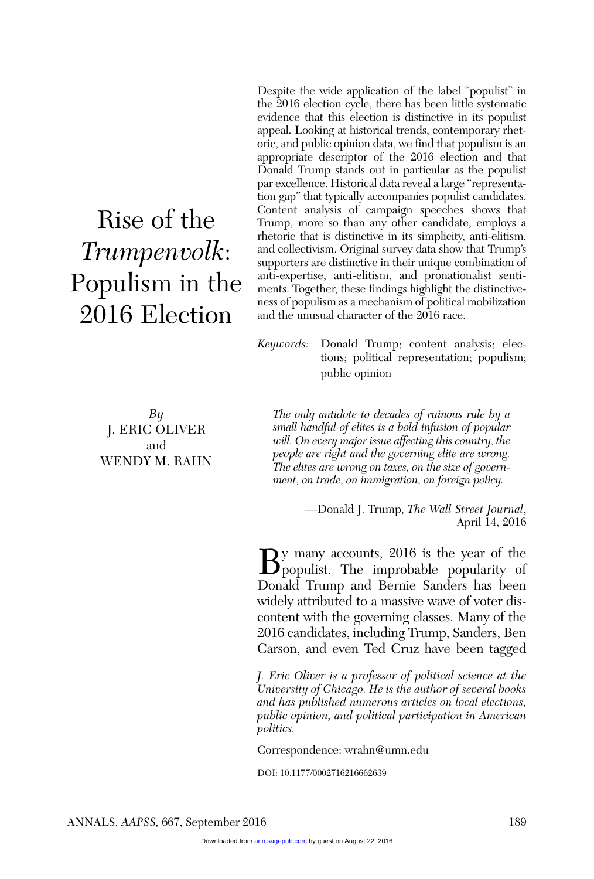# Rise of the *Trumpenvolk*: Populism in the 2016 Election

By
J. ERIC OLIVER
and
WENDY M. RAHN

Despite the wide application of the label "populist" in the 2016 election cycle, there has been little systematic evidence that this election is distinctive in its populist appeal. Looking at historical trends, contemporary rhetoric, and public opinion data, we find that populism is an appropriate descriptor of the 2016 election and that Donald Trump stands out in particular as the populist par excellence. Historical data reveal a large "representation gap" that typically accompanies populist candidates. Content analysis of campaign speeches shows that Trump, more so than any other candidate, employs a rhetoric that is distinctive in its simplicity, anti-elitism, and collectivism. Original survey data show that Trump's supporters are distinctive in their unique combination of anti-expertise, anti-elitism, and pronationalist sentiments. Together, these findings highlight the distinctiveness of populism as a mechanism of political mobilization and the unusual character of the 2016 race.

*Keywords:* Donald Trump; content analysis; elections; political representation; populism; public opinion

*The only antidote to decades of ruinous rule by a small handful of elites is a bold infusion of popular will. On every major issue affecting this country, the people are right and the governing elite are wrong. The elites are wrong on taxes, on the size of government, on trade, on immigration, on foreign policy.*

—Donald J. Trump, *The Wall Street Journal*, April 14, 2016

By many accounts, 2016 is the year of the populist. The improbable popularity of Donald Trump and Bernie Sanders has been widely attributed to a massive wave of voter discontent with the governing classes. Many of the 2016 candidates, including Trump, Sanders, Ben Carson, and even Ted Cruz have been tagged

*J. Eric Oliver is a professor of political science at the University of Chicago. He is the author of several books and has published numerous articles on local elections, public opinion, and political participation in American politics.*

Correspondence: wrahn@umn.edu

DOI: 10.1177/0002716216662639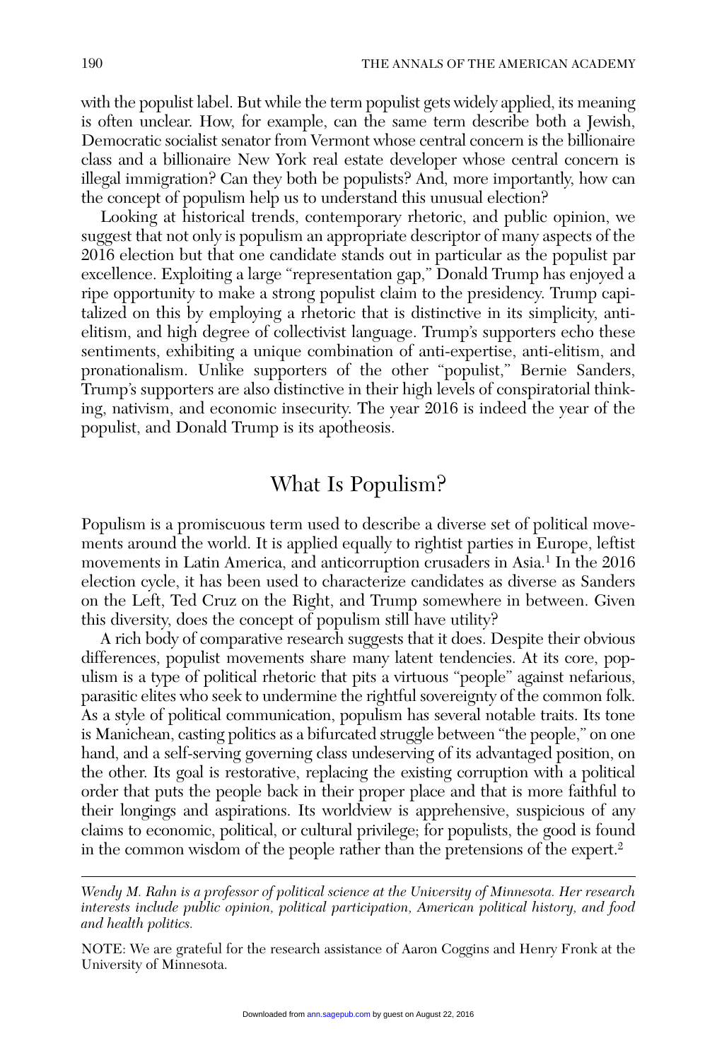with the populist label. But while the term populist gets widely applied, its meaning is often unclear. How, for example, can the same term describe both a Jewish, Democratic socialist senator from Vermont whose central concern is the billionaire class and a billionaire New York real estate developer whose central concern is illegal immigration? Can they both be populists? And, more importantly, how can the concept of populism help us to understand this unusual election?

Looking at historical trends, contemporary rhetoric, and public opinion, we suggest that not only is populism an appropriate descriptor of many aspects of the 2016 election but that one candidate stands out in particular as the populist par excellence. Exploiting a large "representation gap," Donald Trump has enjoyed a ripe opportunity to make a strong populist claim to the presidency. Trump capitalized on this by employing a rhetoric that is distinctive in its simplicity, anti-elitism, and high degree of collectivist language. Trump's supporters echo these sentiments, exhibiting a unique combination of anti-expertise, anti-elitism, and pronationalism. Unlike supporters of the other "populist," Bernie Sanders, Trump's supporters are also distinctive in their high levels of conspiratorial thinking, nativism, and economic insecurity. The year 2016 is indeed the year of the populist, and Donald Trump is its apotheosis.

## What Is Populism?

Populism is a promiscuous term used to describe a diverse set of political movements around the world. It is applied equally to rightist parties in Europe, leftist movements in Latin America, and anticorruption crusaders in Asia.[1] In the 2016 election cycle, it has been used to characterize candidates as diverse as Sanders on the Left, Ted Cruz on the Right, and Trump somewhere in between. Given this diversity, does the concept of populism still have utility?

A rich body of comparative research suggests that it does. Despite their obvious differences, populist movements share many latent tendencies. At its core, populism is a type of political rhetoric that pits a virtuous "people" against nefarious, parasitic elites who seek to undermine the rightful sovereignty of the common folk. As a style of political communication, populism has several notable traits. Its tone is Manichean, casting politics as a bifurcated struggle between "the people," on one hand, and a self-serving governing class undeserving of its advantaged position, on the other. Its goal is restorative, replacing the existing corruption with a political order that puts the people back in their proper place and that is more faithful to their longings and aspirations. Its worldview is apprehensive, suspicious of any claims to economic, political, or cultural privilege; for populists, the good is found in the common wisdom of the people rather than the pretensions of the expert.[2]

---

*Wendy M. Rahn is a professor of political science at the University of Minnesota. Her research interests include public opinion, political participation, American political history, and food and health politics.*

NOTE: We are grateful for the research assistance of Aaron Coggins and Henry Fronk at the University of Minnesota.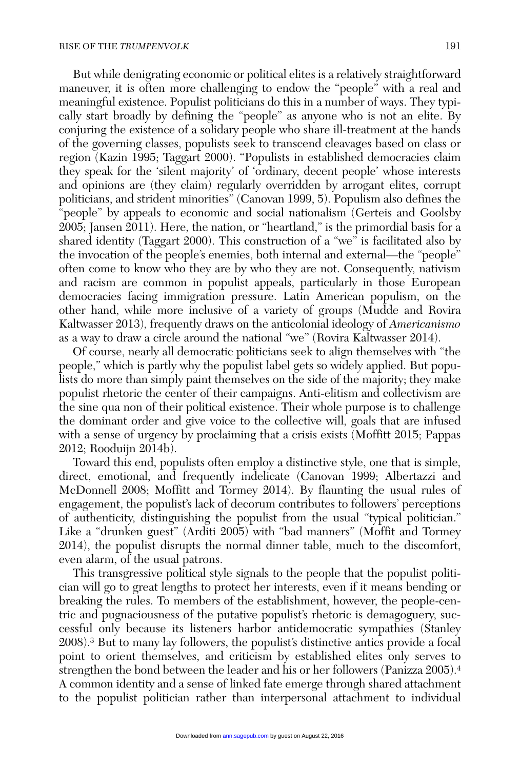But while denigrating economic or political elites is a relatively straightforward maneuver, it is often more challenging to endow the "people" with a real and meaningful existence. Populist politicians do this in a number of ways. They typically start broadly by defining the "people" as anyone who is not an elite. By conjuring the existence of a solidary people who share ill-treatment at the hands of the governing classes, populists seek to transcend cleavages based on class or region (Kazin 1995; Taggart 2000). "Populists in established democracies claim they speak for the 'silent majority' of 'ordinary, decent people' whose interests and opinions are (they claim) regularly overridden by arrogant elites, corrupt politicians, and strident minorities" (Canovan 1999, 5). Populism also defines the "people" by appeals to economic and social nationalism (Gerteis and Goolsby 2005; Jansen 2011). Here, the nation, or "heartland," is the primordial basis for a shared identity (Taggart 2000). This construction of a "we" is facilitated also by the invocation of the people's enemies, both internal and external—the "people" often come to know who they are by who they are not. Consequently, nativism and racism are common in populist appeals, particularly in those European democracies facing immigration pressure. Latin American populism, on the other hand, while more inclusive of a variety of groups (Mudde and Rovira Kaltwasser 2013), frequently draws on the anticolonial ideology of *Americanismo* as a way to draw a circle around the national "we" (Rovira Kaltwasser 2014).

Of course, nearly all democratic politicians seek to align themselves with "the people," which is partly why the populist label gets so widely applied. But populists do more than simply paint themselves on the side of the majority; they make populist rhetoric the center of their campaigns. Anti-elitism and collectivism are the sine qua non of their political existence. Their whole purpose is to challenge the dominant order and give voice to the collective will, goals that are infused with a sense of urgency by proclaiming that a crisis exists (Moffitt 2015; Pappas 2012; Rooduijn 2014b).

Toward this end, populists often employ a distinctive style, one that is simple, direct, emotional, and frequently indelicate (Canovan 1999; Albertazzi and McDonnell 2008; Moffitt and Tormey 2014). By flaunting the usual rules of engagement, the populist's lack of decorum contributes to followers' perceptions of authenticity, distinguishing the populist from the usual "typical politician." Like a "drunken guest" (Arditi 2005) with "bad manners" (Moffit and Tormey 2014), the populist disrupts the normal dinner table, much to the discomfort, even alarm, of the usual patrons.

This transgressive political style signals to the people that the populist politician will go to great lengths to protect her interests, even if it means bending or breaking the rules. To members of the establishment, however, the people-centric and pugnaciousness of the putative populist's rhetoric is demagoguery, successful only because its listeners harbor antidemocratic sympathies (Stanley 2008).[3] But to many lay followers, the populist's distinctive antics provide a focal point to orient themselves, and criticism by established elites only serves to strengthen the bond between the leader and his or her followers (Panizza 2005).[4] A common identity and a sense of linked fate emerge through shared attachment to the populist politician rather than interpersonal attachment to individual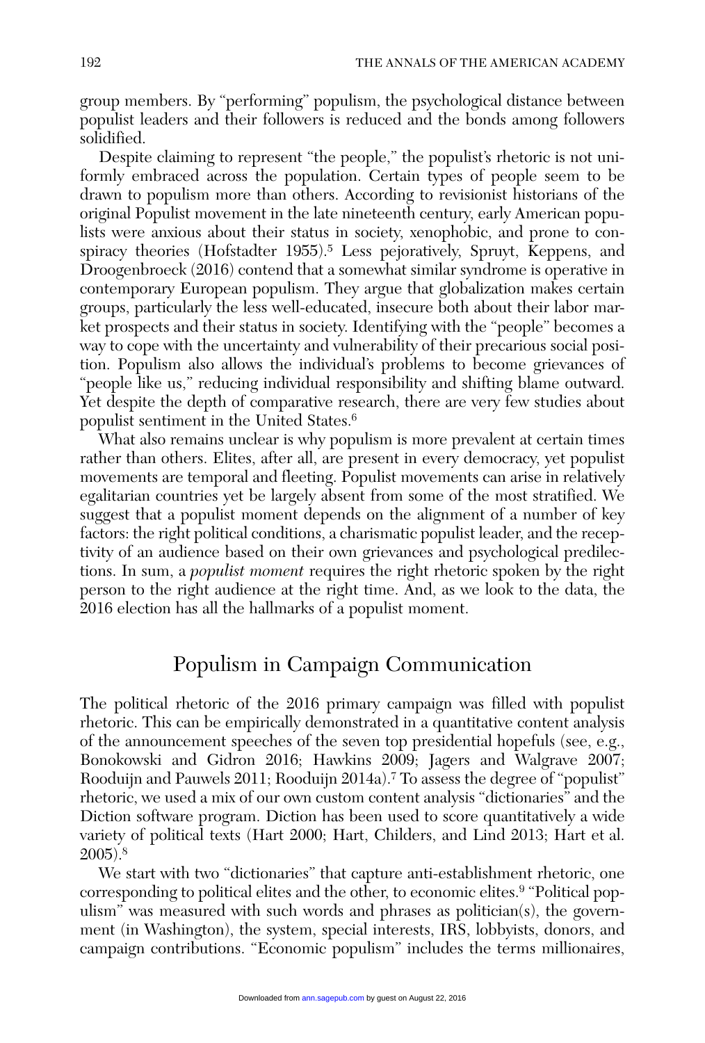group members. By "performing" populism, the psychological distance between populist leaders and their followers is reduced and the bonds among followers solidified.

Despite claiming to represent "the people," the populist's rhetoric is not uniformly embraced across the population. Certain types of people seem to be drawn to populism more than others. According to revisionist historians of the original Populist movement in the late nineteenth century, early American populists were anxious about their status in society, xenophobic, and prone to conspiracy theories (Hofstadter 1955).[5] Less pejoratively, Spruyt, Keppens, and Droogenbroeck (2016) contend that a somewhat similar syndrome is operative in contemporary European populism. They argue that globalization makes certain groups, particularly the less well-educated, insecure both about their labor market prospects and their status in society. Identifying with the "people" becomes a way to cope with the uncertainty and vulnerability of their precarious social position. Populism also allows the individual's problems to become grievances of "people like us," reducing individual responsibility and shifting blame outward. Yet despite the depth of comparative research, there are very few studies about populist sentiment in the United States.[6]

What also remains unclear is why populism is more prevalent at certain times rather than others. Elites, after all, are present in every democracy, yet populist movements are temporal and fleeting. Populist movements can arise in relatively egalitarian countries yet be largely absent from some of the most stratified. We suggest that a populist moment depends on the alignment of a number of key factors: the right political conditions, a charismatic populist leader, and the receptivity of an audience based on their own grievances and psychological predilections. In sum, a *populist moment* requires the right rhetoric spoken by the right person to the right audience at the right time. And, as we look to the data, the 2016 election has all the hallmarks of a populist moment.

## Populism in Campaign Communication

The political rhetoric of the 2016 primary campaign was filled with populist rhetoric. This can be empirically demonstrated in a quantitative content analysis of the announcement speeches of the seven top presidential hopefuls (see, e.g., Bonokowski and Gidron 2016; Hawkins 2009; Jagers and Walgrave 2007; Rooduijn and Pauwels 2011; Rooduijn 2014a).[7] To assess the degree of "populist" rhetoric, we used a mix of our own custom content analysis "dictionaries" and the Diction software program. Diction has been used to score quantitatively a wide variety of political texts (Hart 2000; Hart, Childers, and Lind 2013; Hart et al. 2005).[8]

We start with two "dictionaries" that capture anti-establishment rhetoric, one corresponding to political elites and the other, to economic elites.[9] "Political populism" was measured with such words and phrases as politician(s), the government (in Washington), the system, special interests, IRS, lobbyists, donors, and campaign contributions. "Economic populism" includes the terms millionaires,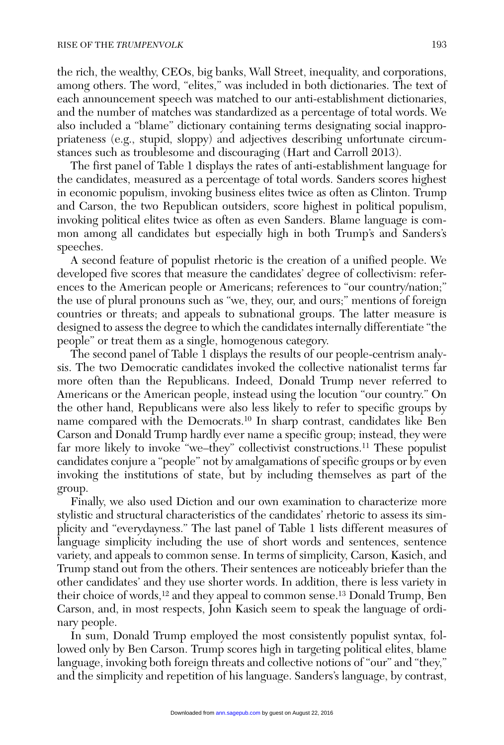the rich, the wealthy, CEOs, big banks, Wall Street, inequality, and corporations, among others. The word, "elites," was included in both dictionaries. The text of each announcement speech was matched to our anti-establishment dictionaries, and the number of matches was standardized as a percentage of total words. We also included a "blame" dictionary containing terms designating social inappropriateness (e.g., stupid, sloppy) and adjectives describing unfortunate circumstances such as troublesome and discouraging (Hart and Carroll 2013).

The first panel of Table 1 displays the rates of anti-establishment language for the candidates, measured as a percentage of total words. Sanders scores highest in economic populism, invoking business elites twice as often as Clinton. Trump and Carson, the two Republican outsiders, score highest in political populism, invoking political elites twice as often as even Sanders. Blame language is common among all candidates but especially high in both Trump's and Sanders's speeches.

A second feature of populist rhetoric is the creation of a unified people. We developed five scores that measure the candidates' degree of collectivism: references to the American people or Americans; references to "our country/nation;" the use of plural pronouns such as "we, they, our, and ours;" mentions of foreign countries or threats; and appeals to subnational groups. The latter measure is designed to assess the degree to which the candidates internally differentiate "the people" or treat them as a single, homogenous category.

The second panel of Table 1 displays the results of our people-centrism analysis. The two Democratic candidates invoked the collective nationalist terms far more often than the Republicans. Indeed, Donald Trump never referred to Americans or the American people, instead using the locution "our country." On the other hand, Republicans were also less likely to refer to specific groups by name compared with the Democrats.[10] In sharp contrast, candidates like Ben Carson and Donald Trump hardly ever name a specific group; instead, they were far more likely to invoke "we–they" collectivist constructions.[11] These populist candidates conjure a "people" not by amalgamations of specific groups or by even invoking the institutions of state, but by including themselves as part of the group.

Finally, we also used Diction and our own examination to characterize more stylistic and structural characteristics of the candidates' rhetoric to assess its simplicity and "everydayness." The last panel of Table 1 lists different measures of language simplicity including the use of short words and sentences, sentence variety, and appeals to common sense. In terms of simplicity, Carson, Kasich, and Trump stand out from the others. Their sentences are noticeably briefer than the other candidates' and they use shorter words. In addition, there is less variety in their choice of words,[12] and they appeal to common sense.[13] Donald Trump, Ben Carson, and, in most respects, John Kasich seem to speak the language of ordinary people.

In sum, Donald Trump employed the most consistently populist syntax, followed only by Ben Carson. Trump scores high in targeting political elites, blame language, invoking both foreign threats and collective notions of "our" and "they," and the simplicity and repetition of his language. Sanders's language, by contrast,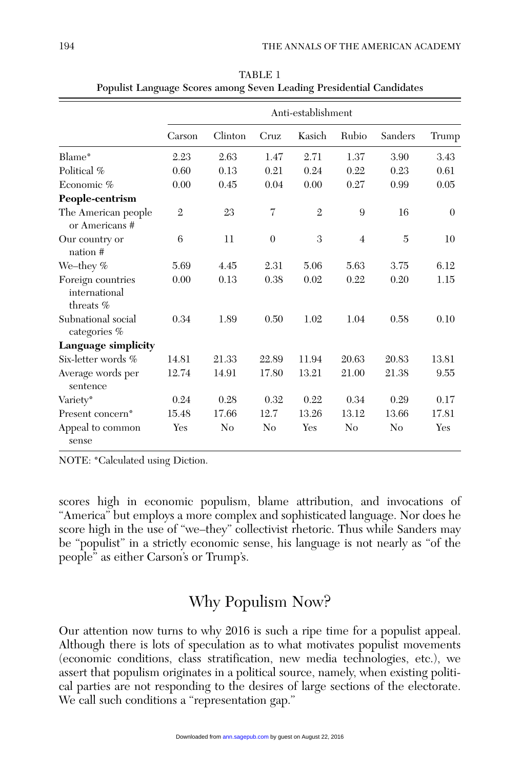TABLE 1
**Populist Language Scores among Seven Leading Presidential Candidates**

| | Carson | Clinton | Cruz | Kasich | Rubio | Sanders | Trump |
|---|---|---|---|---|---|---|---|
| **Anti-establishment** | | | | | | | |
| Blame* | 2.23 | 2.63 | 1.47 | 2.71 | 1.37 | 3.90 | 3.43 |
| Political % | 0.60 | 0.13 | 0.21 | 0.24 | 0.22 | 0.23 | 0.61 |
| Economic % | 0.00 | 0.45 | 0.04 | 0.00 | 0.27 | 0.99 | 0.05 |
| **People-centrism** | | | | | | | |
| The American people or Americans # | 2 | 23 | 7 | 2 | 9 | 16 | 0 |
| Our country or nation # | 6 | 11 | 0 | 3 | 4 | 5 | 10 |
| We–they % | 5.69 | 4.45 | 2.31 | 5.06 | 5.63 | 3.75 | 6.12 |
| Foreign countries international threats % | 0.00 | 0.13 | 0.38 | 0.02 | 0.22 | 0.20 | 1.15 |
| Subnational social categories % | 0.34 | 1.89 | 0.50 | 1.02 | 1.04 | 0.58 | 0.10 |
| **Language simplicity** | | | | | | | |
| Six-letter words % | 14.81 | 21.33 | 22.89 | 11.94 | 20.63 | 20.83 | 13.81 |
| Average words per sentence | 12.74 | 14.91 | 17.80 | 13.21 | 21.00 | 21.38 | 9.55 |
| Variety* | 0.24 | 0.28 | 0.32 | 0.22 | 0.34 | 0.29 | 0.17 |
| Present concern* | 15.48 | 17.66 | 12.7 | 13.26 | 13.12 | 13.66 | 17.81 |
| Appeal to common sense | Yes | No | No | Yes | No | No | Yes |

NOTE: *Calculated using Diction.

scores high in economic populism, blame attribution, and invocations of "America" but employs a more complex and sophisticated language. Nor does he score high in the use of "we–they" collectivist rhetoric. Thus while Sanders may be "populist" in a strictly economic sense, his language is not nearly as "of the people" as either Carson's or Trump's.

## Why Populism Now?

Our attention now turns to why 2016 is such a ripe time for a populist appeal. Although there is lots of speculation as to what motivates populist movements (economic conditions, class stratification, new media technologies, etc.), we assert that populism originates in a political source, namely, when existing political parties are not responding to the desires of large sections of the electorate. We call such conditions a "representation gap."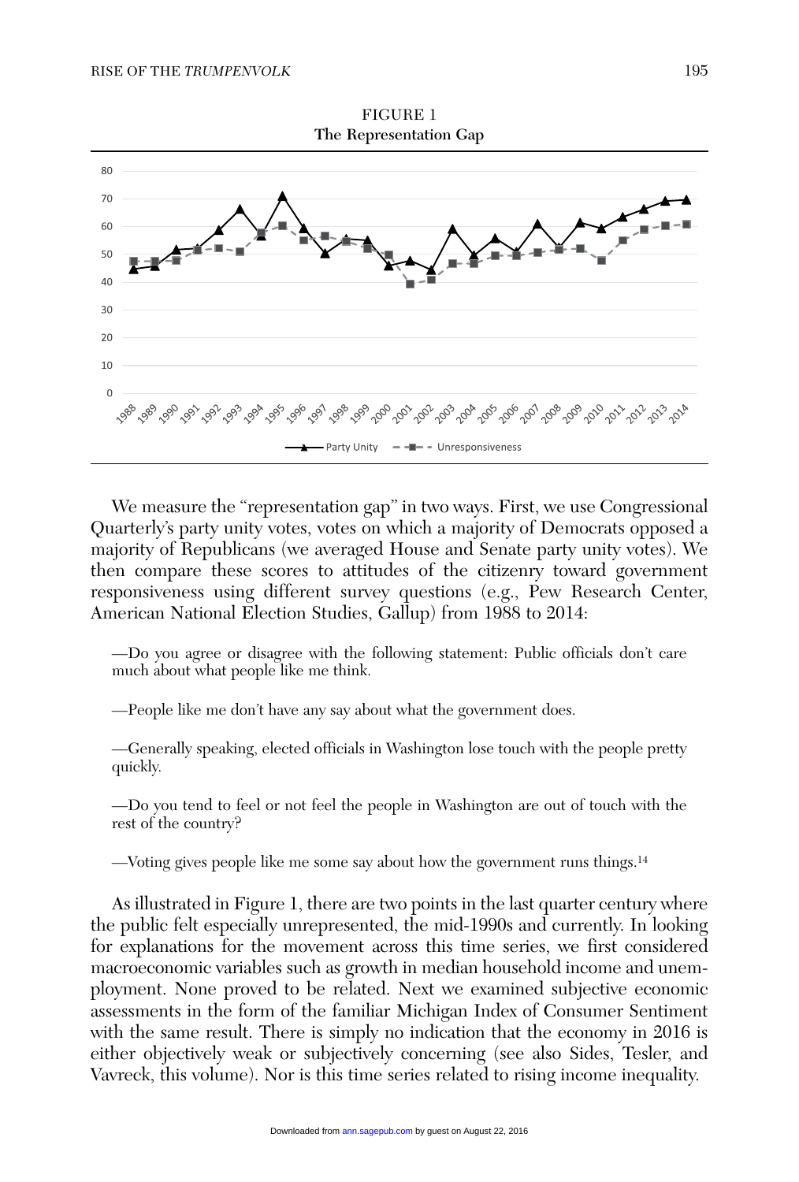FIGURE 1
**The Representation Gap**

We measure the "representation gap" in two ways. First, we use Congressional Quarterly's party unity votes, votes on which a majority of Democrats opposed a majority of Republicans (we averaged House and Senate party unity votes). We then compare these scores to attitudes of the citizenry toward government responsiveness using different survey questions (e.g., Pew Research Center, American National Election Studies, Gallup) from 1988 to 2014:

—Do you agree or disagree with the following statement: Public officials don't care much about what people like me think.

—People like me don't have any say about what the government does.

—Generally speaking, elected officials in Washington lose touch with the people pretty quickly.

—Do you tend to feel or not feel the people in Washington are out of touch with the rest of the country?

—Voting gives people like me some say about how the government runs things.[14]

As illustrated in Figure 1, there are two points in the last quarter century where the public felt especially unrepresented, the mid-1990s and currently. In looking for explanations for the movement across this time series, we first considered macroeconomic variables such as growth in median household income and unemployment. None proved to be related. Next we examined subjective economic assessments in the form of the familiar Michigan Index of Consumer Sentiment with the same result. There is simply no indication that the economy in 2016 is either objectively weak or subjectively concerning (see also Sides, Tesler, and Vavreck, this volume). Nor is this time series related to rising income inequality.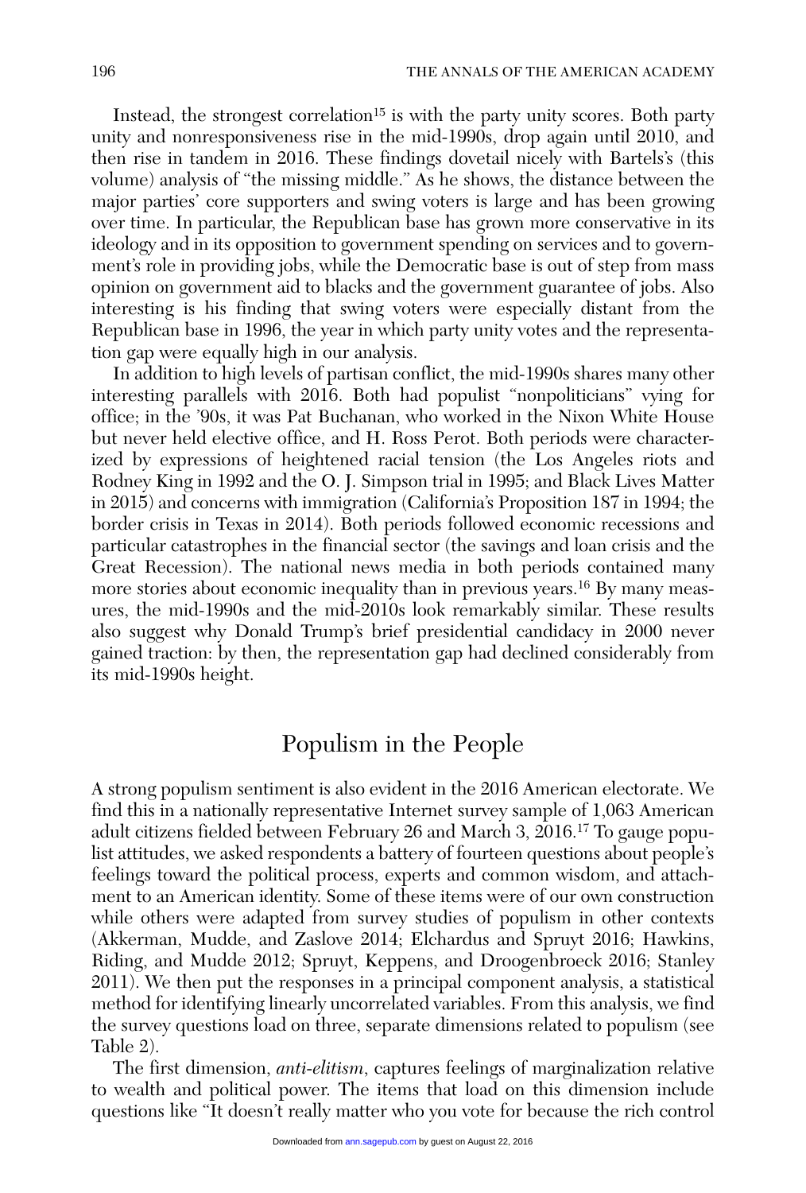Instead, the strongest correlation[15] is with the party unity scores. Both party unity and nonresponsiveness rise in the mid-1990s, drop again until 2010, and then rise in tandem in 2016. These findings dovetail nicely with Bartels's (this volume) analysis of "the missing middle." As he shows, the distance between the major parties' core supporters and swing voters is large and has been growing over time. In particular, the Republican base has grown more conservative in its ideology and in its opposition to government spending on services and to government's role in providing jobs, while the Democratic base is out of step from mass opinion on government aid to blacks and the government guarantee of jobs. Also interesting is his finding that swing voters were especially distant from the Republican base in 1996, the year in which party unity votes and the representation gap were equally high in our analysis.

In addition to high levels of partisan conflict, the mid-1990s shares many other interesting parallels with 2016. Both had populist "nonpoliticians" vying for office; in the '90s, it was Pat Buchanan, who worked in the Nixon White House but never held elective office, and H. Ross Perot. Both periods were characterized by expressions of heightened racial tension (the Los Angeles riots and Rodney King in 1992 and the O. J. Simpson trial in 1995; and Black Lives Matter in 2015) and concerns with immigration (California's Proposition 187 in 1994; the border crisis in Texas in 2014). Both periods followed economic recessions and particular catastrophes in the financial sector (the savings and loan crisis and the Great Recession). The national news media in both periods contained many more stories about economic inequality than in previous years.[16] By many measures, the mid-1990s and the mid-2010s look remarkably similar. These results also suggest why Donald Trump's brief presidential candidacy in 2000 never gained traction: by then, the representation gap had declined considerably from its mid-1990s height.

## Populism in the People

A strong populism sentiment is also evident in the 2016 American electorate. We find this in a nationally representative Internet survey sample of 1,063 American adult citizens fielded between February 26 and March 3, 2016.[17] To gauge populist attitudes, we asked respondents a battery of fourteen questions about people's feelings toward the political process, experts and common wisdom, and attachment to an American identity. Some of these items were of our own construction while others were adapted from survey studies of populism in other contexts (Akkerman, Mudde, and Zaslove 2014; Elchardus and Spruyt 2016; Hawkins, Riding, and Mudde 2012; Spruyt, Keppens, and Droogenbroeck 2016; Stanley 2011). We then put the responses in a principal component analysis, a statistical method for identifying linearly uncorrelated variables. From this analysis, we find the survey questions load on three, separate dimensions related to populism (see Table 2).

The first dimension, *anti-elitism*, captures feelings of marginalization relative to wealth and political power. The items that load on this dimension include questions like "It doesn't really matter who you vote for because the rich control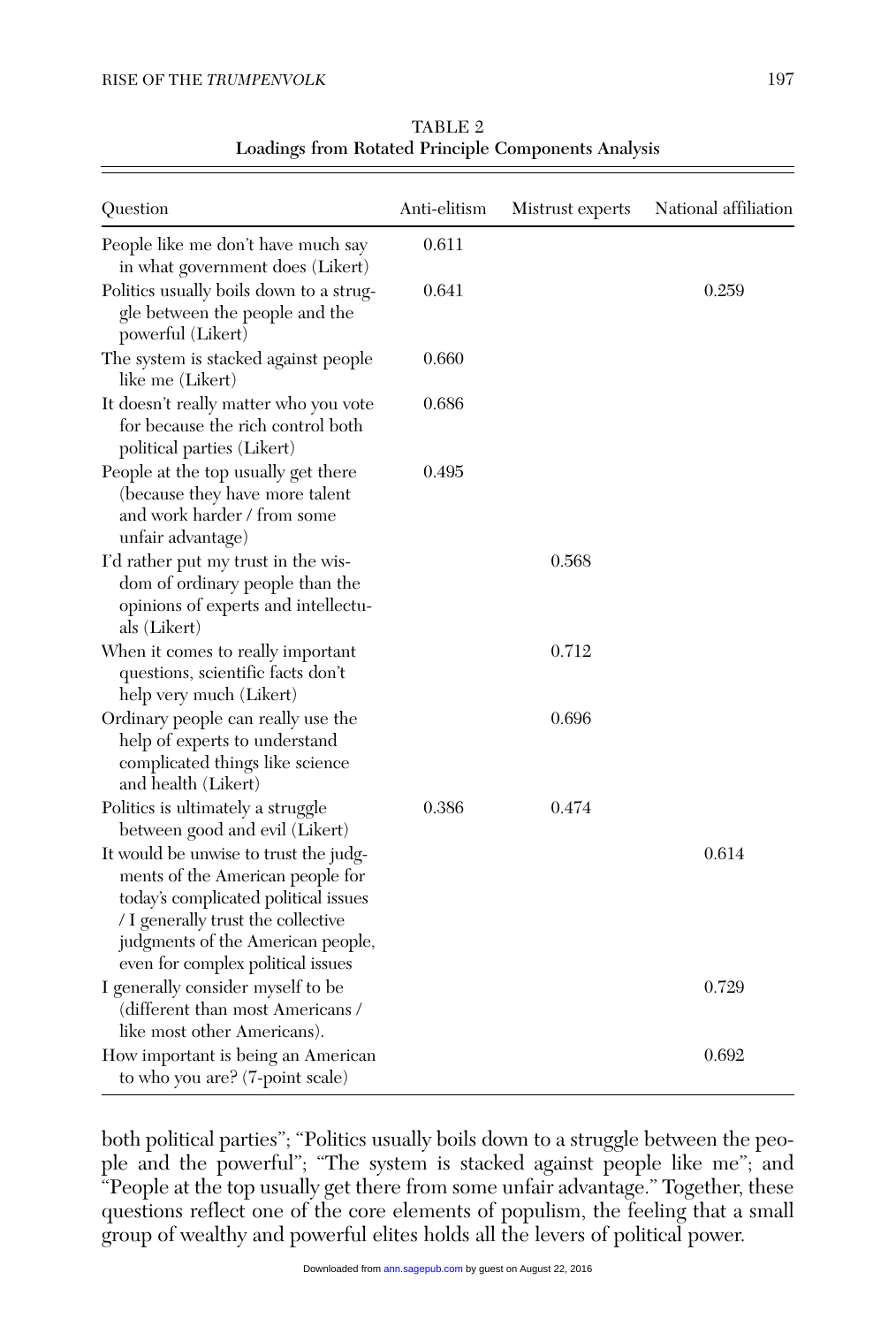TABLE 2
Loadings from Rotated Principle Components Analysis

| Question | Anti-elitism | Mistrust experts | National affiliation |
|---|---|---|---|
| People like me don't have much say in what government does (Likert) | 0.611 | | |
| Politics usually boils down to a struggle between the people and the powerful (Likert) | 0.641 | | 0.259 |
| The system is stacked against people like me (Likert) | 0.660 | | |
| It doesn't really matter who you vote for because the rich control both political parties (Likert) | 0.686 | | |
| People at the top usually get there (because they have more talent and work harder / from some unfair advantage) | 0.495 | | |
| I'd rather put my trust in the wisdom of ordinary people than the opinions of experts and intellectuals (Likert) | | 0.568 | |
| When it comes to really important questions, scientific facts don't help very much (Likert) | | 0.712 | |
| Ordinary people can really use the help of experts to understand complicated things like science and health (Likert) | | 0.696 | |
| Politics is ultimately a struggle between good and evil (Likert) | 0.386 | 0.474 | |
| It would be unwise to trust the judgments of the American people for today's complicated political issues / I generally trust the collective judgments of the American people, even for complex political issues | | | 0.614 |
| I generally consider myself to be (different than most Americans / like most other Americans). | | | 0.729 |
| How important is being an American to who you are? (7-point scale) | | | 0.692 |

both political parties"; "Politics usually boils down to a struggle between the people and the powerful"; "The system is stacked against people like me"; and "People at the top usually get there from some unfair advantage." Together, these questions reflect one of the core elements of populism, the feeling that a small group of wealthy and powerful elites holds all the levers of political power.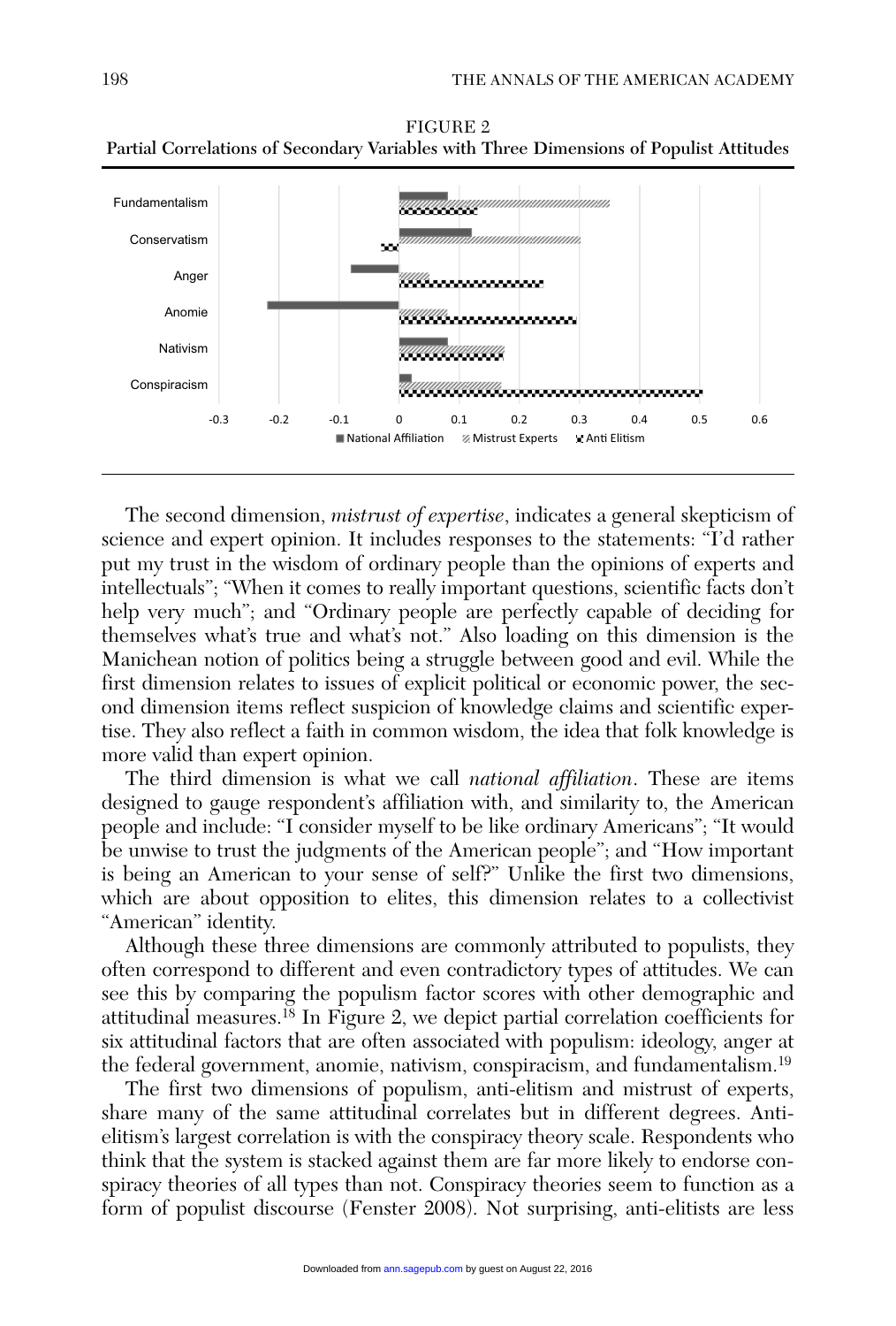FIGURE 2
**Partial Correlations of Secondary Variables with Three Dimensions of Populist Attitudes**

Fundamentalism
Conservatism
Anger
Anomie
Nativism
Conspiracism

-0.3 -0.2 -0.1 0 0.1 0.2 0.3 0.4 0.5 0.6

National Affiliation Mistrust Experts Anti Elitism

The second dimension, *mistrust of expertise*, indicates a general skepticism of science and expert opinion. It includes responses to the statements: "I'd rather put my trust in the wisdom of ordinary people than the opinions of experts and intellectuals"; "When it comes to really important questions, scientific facts don't help very much"; and "Ordinary people are perfectly capable of deciding for themselves what's true and what's not." Also loading on this dimension is the Manichean notion of politics being a struggle between good and evil. While the first dimension relates to issues of explicit political or economic power, the second dimension items reflect suspicion of knowledge claims and scientific expertise. They also reflect a faith in common wisdom, the idea that folk knowledge is more valid than expert opinion.

The third dimension is what we call *national affiliation*. These are items designed to gauge respondent's affiliation with, and similarity to, the American people and include: "I consider myself to be like ordinary Americans"; "It would be unwise to trust the judgments of the American people"; and "How important is being an American to your sense of self?" Unlike the first two dimensions, which are about opposition to elites, this dimension relates to a collectivist "American" identity.

Although these three dimensions are commonly attributed to populists, they often correspond to different and even contradictory types of attitudes. We can see this by comparing the populism factor scores with other demographic and attitudinal measures.[18] In Figure 2, we depict partial correlation coefficients for six attitudinal factors that are often associated with populism: ideology, anger at the federal government, anomie, nativism, conspiracism, and fundamentalism.[19]

The first two dimensions of populism, anti-elitism and mistrust of experts, share many of the same attitudinal correlates but in different degrees. Anti-elitism's largest correlation is with the conspiracy theory scale. Respondents who think that the system is stacked against them are far more likely to endorse conspiracy theories of all types than not. Conspiracy theories seem to function as a form of populist discourse (Fenster 2008). Not surprising, anti-elitists are less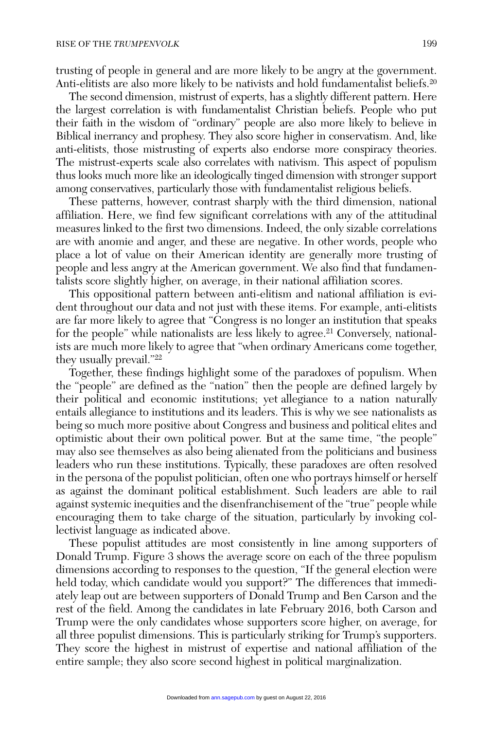trusting of people in general and are more likely to be angry at the government. Anti-elitists are also more likely to be nativists and hold fundamentalist beliefs.[20]

The second dimension, mistrust of experts, has a slightly different pattern. Here the largest correlation is with fundamentalist Christian beliefs. People who put their faith in the wisdom of "ordinary" people are also more likely to believe in Biblical inerrancy and prophesy. They also score higher in conservatism. And, like anti-elitists, those mistrusting of experts also endorse more conspiracy theories. The mistrust-experts scale also correlates with nativism. This aspect of populism thus looks much more like an ideologically tinged dimension with stronger support among conservatives, particularly those with fundamentalist religious beliefs.

These patterns, however, contrast sharply with the third dimension, national affiliation. Here, we find few significant correlations with any of the attitudinal measures linked to the first two dimensions. Indeed, the only sizable correlations are with anomie and anger, and these are negative. In other words, people who place a lot of value on their American identity are generally more trusting of people and less angry at the American government. We also find that fundamentalists score slightly higher, on average, in their national affiliation scores.

This oppositional pattern between anti-elitism and national affiliation is evident throughout our data and not just with these items. For example, anti-elitists are far more likely to agree that "Congress is no longer an institution that speaks for the people" while nationalists are less likely to agree.[21] Conversely, nationalists are much more likely to agree that "when ordinary Americans come together, they usually prevail."[22]

Together, these findings highlight some of the paradoxes of populism. When the "people" are defined as the "nation" then the people are defined largely by their political and economic institutions; yet allegiance to a nation naturally entails allegiance to institutions and its leaders. This is why we see nationalists as being so much more positive about Congress and business and political elites and optimistic about their own political power. But at the same time, "the people" may also see themselves as also being alienated from the politicians and business leaders who run these institutions. Typically, these paradoxes are often resolved in the persona of the populist politician, often one who portrays himself or herself as against the dominant political establishment. Such leaders are able to rail against systemic inequities and the disenfranchisement of the "true" people while encouraging them to take charge of the situation, particularly by invoking collectivist language as indicated above.

These populist attitudes are most consistently in line among supporters of Donald Trump. Figure 3 shows the average score on each of the three populism dimensions according to responses to the question, "If the general election were held today, which candidate would you support?" The differences that immediately leap out are between supporters of Donald Trump and Ben Carson and the rest of the field. Among the candidates in late February 2016, both Carson and Trump were the only candidates whose supporters score higher, on average, for all three populist dimensions. This is particularly striking for Trump's supporters. They score the highest in mistrust of expertise and national affiliation of the entire sample; they also score second highest in political marginalization.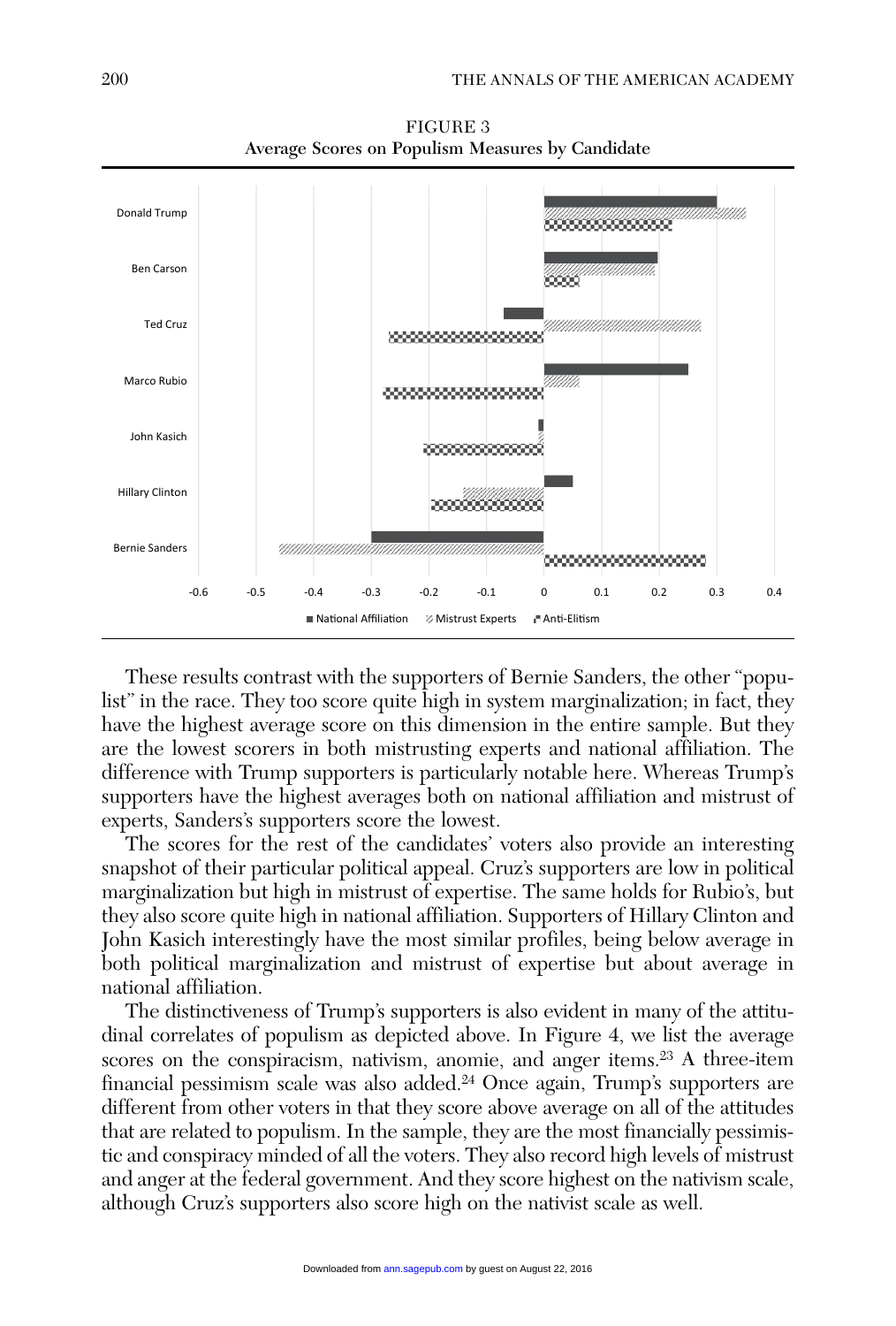FIGURE 3
**Average Scores on Populism Measures by Candidate**

Donald Trump
Ben Carson
Ted Cruz
Marco Rubio
John Kasich
Hillary Clinton
Bernie Sanders

-0.6 -0.5 -0.4 -0.3 -0.2 -0.1 0 0.1 0.2 0.3 0.4

National Affiliation  Mistrust Experts  Anti-Elitism

These results contrast with the supporters of Bernie Sanders, the other "populist" in the race. They too score quite high in system marginalization; in fact, they have the highest average score on this dimension in the entire sample. But they are the lowest scorers in both mistrusting experts and national affiliation. The difference with Trump supporters is particularly notable here. Whereas Trump's supporters have the highest averages both on national affiliation and mistrust of experts, Sanders's supporters score the lowest.

The scores for the rest of the candidates' voters also provide an interesting snapshot of their particular political appeal. Cruz's supporters are low in political marginalization but high in mistrust of expertise. The same holds for Rubio's, but they also score quite high in national affiliation. Supporters of Hillary Clinton and John Kasich interestingly have the most similar profiles, being below average in both political marginalization and mistrust of expertise but about average in national affiliation.

The distinctiveness of Trump's supporters is also evident in many of the attitudinal correlates of populism as depicted above. In Figure 4, we list the average scores on the conspiracism, nativism, anomie, and anger items.[23] A three-item financial pessimism scale was also added.[24] Once again, Trump's supporters are different from other voters in that they score above average on all of the attitudes that are related to populism. In the sample, they are the most financially pessimistic and conspiracy minded of all the voters. They also record high levels of mistrust and anger at the federal government. And they score highest on the nativism scale, although Cruz's supporters also score high on the nativist scale as well.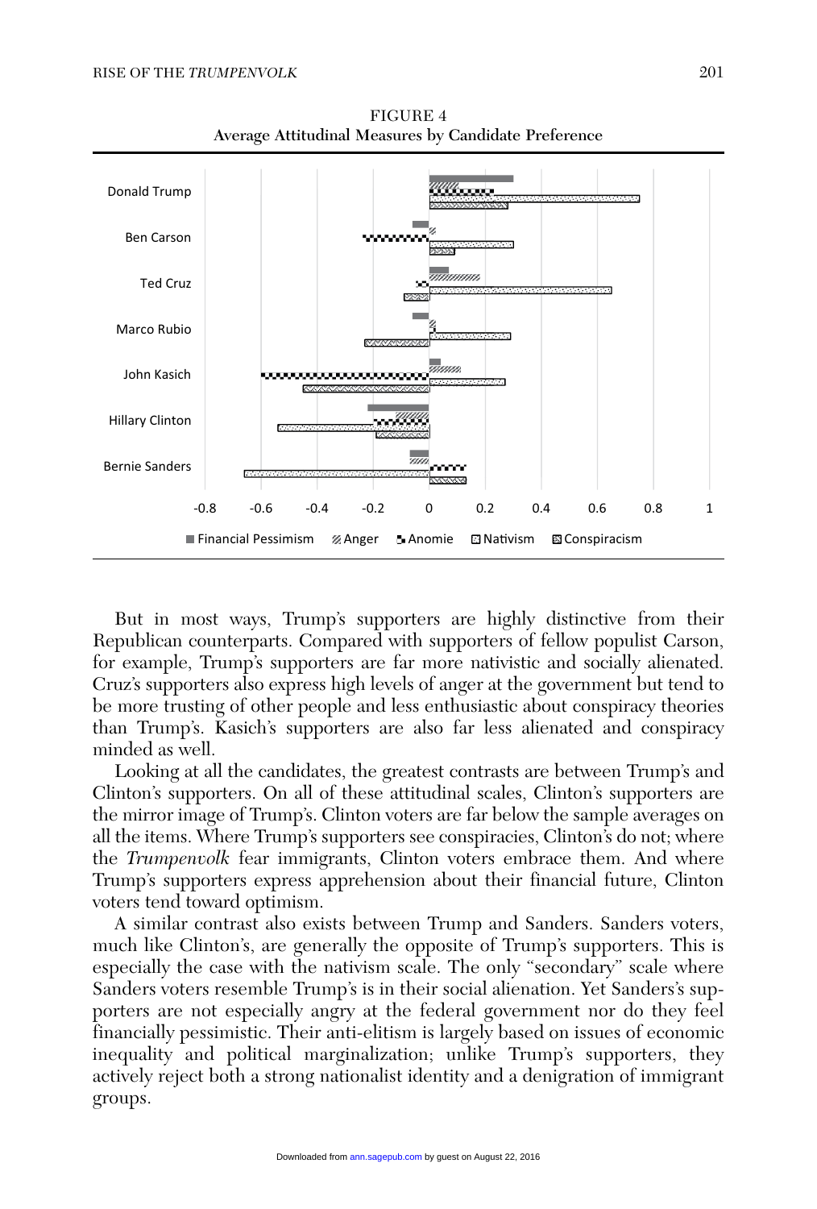FIGURE 4
Average Attitudinal Measures by Candidate Preference

Donald Trump
Ben Carson
Ted Cruz
Marco Rubio
John Kasich
Hillary Clinton
Bernie Sanders

-0.8 -0.6 -0.4 -0.2 0 0.2 0.4 0.6 0.8 1

Financial Pessimism, Anger, Anomie, Nativism, Conspiracism

But in most ways, Trump's supporters are highly distinctive from their Republican counterparts. Compared with supporters of fellow populist Carson, for example, Trump's supporters are far more nativistic and socially alienated. Cruz's supporters also express high levels of anger at the government but tend to be more trusting of other people and less enthusiastic about conspiracy theories than Trump's. Kasich's supporters are also far less alienated and conspiracy minded as well.

Looking at all the candidates, the greatest contrasts are between Trump's and Clinton's supporters. On all of these attitudinal scales, Clinton's supporters are the mirror image of Trump's. Clinton voters are far below the sample averages on all the items. Where Trump's supporters see conspiracies, Clinton's do not; where the *Trumpenvolk* fear immigrants, Clinton voters embrace them. And where Trump's supporters express apprehension about their financial future, Clinton voters tend toward optimism.

A similar contrast also exists between Trump and Sanders. Sanders voters, much like Clinton's, are generally the opposite of Trump's supporters. This is especially the case with the nativism scale. The only "secondary" scale where Sanders voters resemble Trump's is in their social alienation. Yet Sanders's supporters are not especially angry at the federal government nor do they feel financially pessimistic. Their anti-elitism is largely based on issues of economic inequality and political marginalization; unlike Trump's supporters, they actively reject both a strong nationalist identity and a denigration of immigrant groups.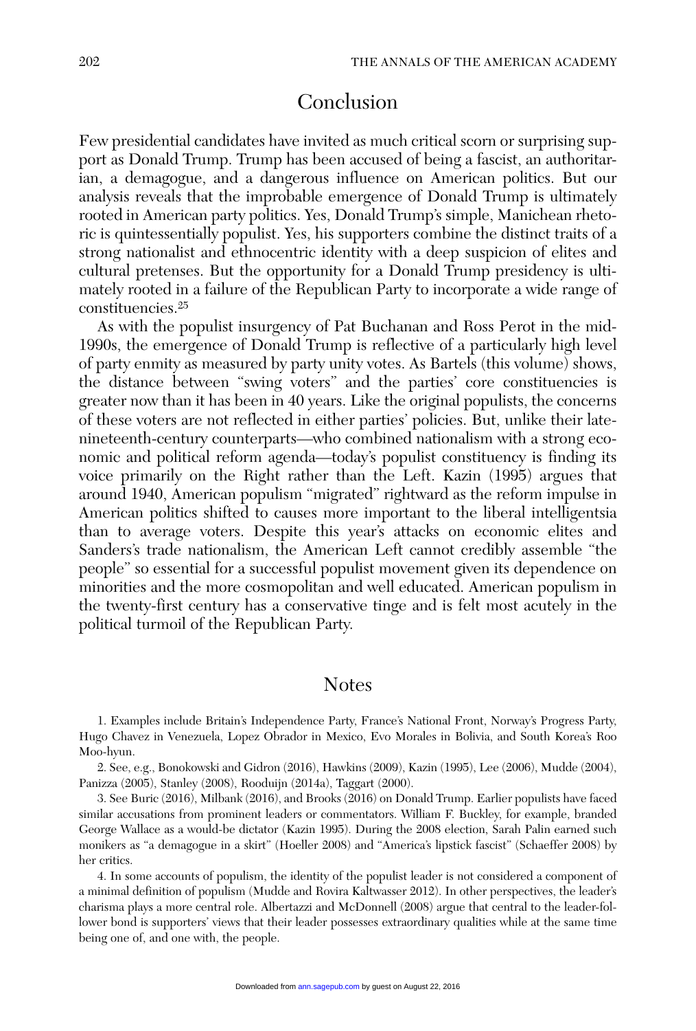## Conclusion

Few presidential candidates have invited as much critical scorn or surprising support as Donald Trump. Trump has been accused of being a fascist, an authoritarian, a demagogue, and a dangerous influence on American politics. But our analysis reveals that the improbable emergence of Donald Trump is ultimately rooted in American party politics. Yes, Donald Trump's simple, Manichean rhetoric is quintessentially populist. Yes, his supporters combine the distinct traits of a strong nationalist and ethnocentric identity with a deep suspicion of elites and cultural pretenses. But the opportunity for a Donald Trump presidency is ultimately rooted in a failure of the Republican Party to incorporate a wide range of constituencies.[25]

As with the populist insurgency of Pat Buchanan and Ross Perot in the mid-1990s, the emergence of Donald Trump is reflective of a particularly high level of party enmity as measured by party unity votes. As Bartels (this volume) shows, the distance between "swing voters" and the parties' core constituencies is greater now than it has been in 40 years. Like the original populists, the concerns of these voters are not reflected in either parties' policies. But, unlike their late-nineteenth-century counterparts—who combined nationalism with a strong economic and political reform agenda—today's populist constituency is finding its voice primarily on the Right rather than the Left. Kazin (1995) argues that around 1940, American populism "migrated" rightward as the reform impulse in American politics shifted to causes more important to the liberal intelligentsia than to average voters. Despite this year's attacks on economic elites and Sanders's trade nationalism, the American Left cannot credibly assemble "the people" so essential for a successful populist movement given its dependence on minorities and the more cosmopolitan and well educated. American populism in the twenty-first century has a conservative tinge and is felt most acutely in the political turmoil of the Republican Party.

## Notes

1. Examples include Britain's Independence Party, France's National Front, Norway's Progress Party, Hugo Chavez in Venezuela, Lopez Obrador in Mexico, Evo Morales in Bolivia, and South Korea's Roo Moo-hyun.

2. See, e.g., Bonokowski and Gidron (2016), Hawkins (2009), Kazin (1995), Lee (2006), Mudde (2004), Panizza (2005), Stanley (2008), Rooduijn (2014a), Taggart (2000).

3. See Buric (2016), Milbank (2016), and Brooks (2016) on Donald Trump. Earlier populists have faced similar accusations from prominent leaders or commentators. William F. Buckley, for example, branded George Wallace as a would-be dictator (Kazin 1995). During the 2008 election, Sarah Palin earned such monikers as "a demagogue in a skirt" (Hoeller 2008) and "America's lipstick fascist" (Schaeffer 2008) by her critics.

4. In some accounts of populism, the identity of the populist leader is not considered a component of a minimal definition of populism (Mudde and Rovira Kaltwasser 2012). In other perspectives, the leader's charisma plays a more central role. Albertazzi and McDonnell (2008) argue that central to the leader-follower bond is supporters' views that their leader possesses extraordinary qualities while at the same time being one of, and one with, the people.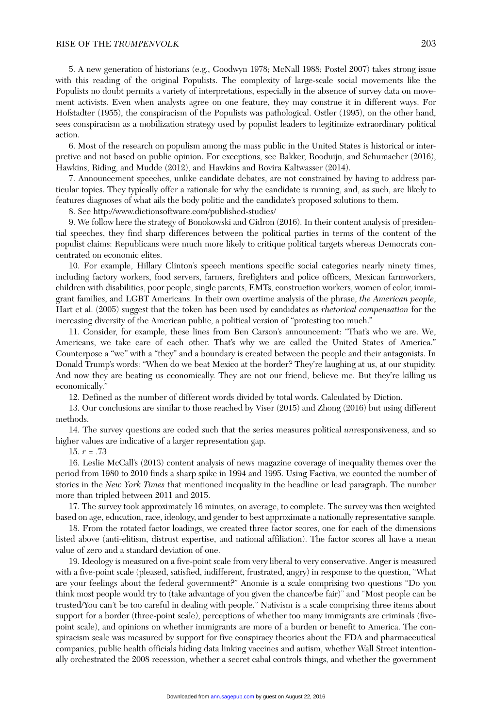5. A new generation of historians (e.g., Goodwyn 1978; McNall 1988; Postel 2007) takes strong issue with this reading of the original Populists. The complexity of large-scale social movements like the Populists no doubt permits a variety of interpretations, especially in the absence of survey data on movement activists. Even when analysts agree on one feature, they may construe it in different ways. For Hofstadter (1955), the conspiracism of the Populists was pathological. Ostler (1995), on the other hand, sees conspiracism as a mobilization strategy used by populist leaders to legitimize extraordinary political action.

6. Most of the research on populism among the mass public in the United States is historical or interpretive and not based on public opinion. For exceptions, see Bakker, Rooduijn, and Schumacher (2016), Hawkins, Riding, and Mudde (2012), and Hawkins and Rovira Kaltwasser (2014).

7. Announcement speeches, unlike candidate debates, are not constrained by having to address particular topics. They typically offer a rationale for why the candidate is running, and, as such, are likely to features diagnoses of what ails the body politic and the candidate's proposed solutions to them.

8. See http://www.dictionsoftware.com/published-studies/

9. We follow here the strategy of Bonokowski and Gidron (2016). In their content analysis of presidential speeches, they find sharp differences between the political parties in terms of the content of the populist claims: Republicans were much more likely to critique political targets whereas Democrats concentrated on economic elites.

10. For example, Hillary Clinton's speech mentions specific social categories nearly ninety times, including factory workers, food servers, farmers, firefighters and police officers, Mexican farmworkers, children with disabilities, poor people, single parents, EMTs, construction workers, women of color, immigrant families, and LGBT Americans. In their own overtime analysis of the phrase, *the American people*, Hart et al. (2005) suggest that the token has been used by candidates as *rhetorical compensation* for the increasing diversity of the American public, a political version of "protesting too much."

11. Consider, for example, these lines from Ben Carson's announcement: "That's who we are. We, Americans, we take care of each other. That's why we are called the United States of America." Counterpose a "we" with a "they" and a boundary is created between the people and their antagonists. In Donald Trump's words: "When do we beat Mexico at the border? They're laughing at us, at our stupidity. And now they are beating us economically. They are not our friend, believe me. But they're killing us economically."

12. Defined as the number of different words divided by total words. Calculated by Diction.

13. Our conclusions are similar to those reached by Viser (2015) and Zhong (2016) but using different methods.

14. The survey questions are coded such that the series measures political *un*responsiveness, and so higher values are indicative of a larger representation gap.

15. $r = .73$

16. Leslie McCall's (2013) content analysis of news magazine coverage of inequality themes over the period from 1980 to 2010 finds a sharp spike in 1994 and 1995. Using Factiva, we counted the number of stories in the *New York Times* that mentioned inequality in the headline or lead paragraph. The number more than tripled between 2011 and 2015.

17. The survey took approximately 16 minutes, on average, to complete. The survey was then weighted based on age, education, race, ideology, and gender to best approximate a nationally representative sample.

18. From the rotated factor loadings, we created three factor scores, one for each of the dimensions listed above (anti-elitism, distrust expertise, and national affiliation). The factor scores all have a mean value of zero and a standard deviation of one.

19. Ideology is measured on a five-point scale from very liberal to very conservative. Anger is measured with a five-point scale (pleased, satisfied, indifferent, frustrated, angry) in response to the question, "What are your feelings about the federal government?" Anomie is a scale comprising two questions "Do you think most people would try to (take advantage of you given the chance/be fair)" and "Most people can be trusted/You can't be too careful in dealing with people." Nativism is a scale comprising three items about support for a border (three-point scale), perceptions of whether too many immigrants are criminals (five-point scale), and opinions on whether immigrants are more of a burden or benefit to America. The conspiracism scale was measured by support for five conspiracy theories about the FDA and pharmaceutical companies, public health officials hiding data linking vaccines and autism, whether Wall Street intentionally orchestrated the 2008 recession, whether a secret cabal controls things, and whether the government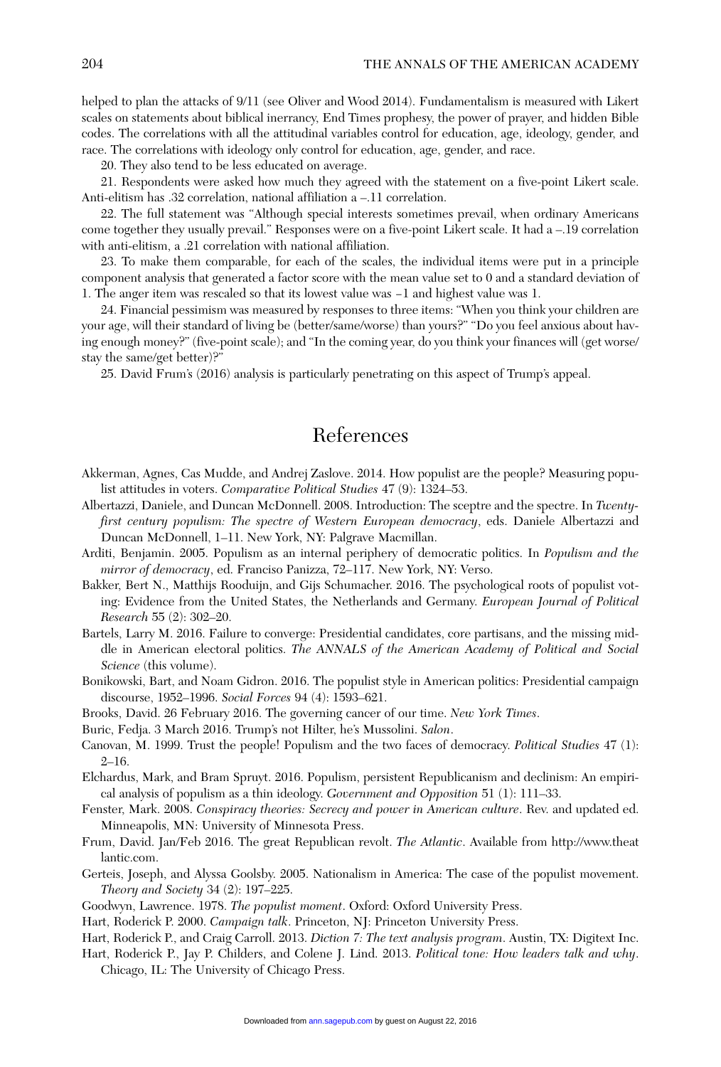helped to plan the attacks of 9/11 (see Oliver and Wood 2014). Fundamentalism is measured with Likert scales on statements about biblical inerrancy, End Times prophesy, the power of prayer, and hidden Bible codes. The correlations with all the attitudinal variables control for education, age, ideology, gender, and race. The correlations with ideology only control for education, age, gender, and race.

20. They also tend to be less educated on average.

21. Respondents were asked how much they agreed with the statement on a five-point Likert scale. Anti-elitism has .32 correlation, national affiliation a –.11 correlation.

22. The full statement was "Although special interests sometimes prevail, when ordinary Americans come together they usually prevail." Responses were on a five-point Likert scale. It had a –.19 correlation with anti-elitism, a .21 correlation with national affiliation.

23. To make them comparable, for each of the scales, the individual items were put in a principle component analysis that generated a factor score with the mean value set to 0 and a standard deviation of 1. The anger item was rescaled so that its lowest value was –1 and highest value was 1.

24. Financial pessimism was measured by responses to three items: "When you think your children are your age, will their standard of living be (better/same/worse) than yours?" "Do you feel anxious about having enough money?" (five-point scale); and "In the coming year, do you think your finances will (get worse/stay the same/get better)?"

25. David Frum's (2016) analysis is particularly penetrating on this aspect of Trump's appeal.

# References

Akkerman, Agnes, Cas Mudde, and Andrej Zaslove. 2014. How populist are the people? Measuring populist attitudes in voters. *Comparative Political Studies* 47 (9): 1324–53.

Albertazzi, Daniele, and Duncan McDonnell. 2008. Introduction: The sceptre and the spectre. In *Twenty-first century populism: The spectre of Western European democracy*, eds. Daniele Albertazzi and Duncan McDonnell, 1–11. New York, NY: Palgrave Macmillan.

Arditi, Benjamin. 2005. Populism as an internal periphery of democratic politics. In *Populism and the mirror of democracy*, ed. Franciso Panizza, 72–117. New York, NY: Verso.

Bakker, Bert N., Matthijs Rooduijn, and Gijs Schumacher. 2016. The psychological roots of populist voting: Evidence from the United States, the Netherlands and Germany. *European Journal of Political Research* 55 (2): 302–20.

Bartels, Larry M. 2016. Failure to converge: Presidential candidates, core partisans, and the missing middle in American electoral politics. *The ANNALS of the American Academy of Political and Social Science* (this volume).

Bonikowski, Bart, and Noam Gidron. 2016. The populist style in American politics: Presidential campaign discourse, 1952–1996. *Social Forces* 94 (4): 1593–621.

Brooks, David. 26 February 2016. The governing cancer of our time. *New York Times*.

Buric, Fedja. 3 March 2016. Trump's not Hilter, he's Mussolini. *Salon*.

Canovan, M. 1999. Trust the people! Populism and the two faces of democracy. *Political Studies* 47 (1): 2–16.

Elchardus, Mark, and Bram Spruyt. 2016. Populism, persistent Republicanism and declinism: An empirical analysis of populism as a thin ideology. *Government and Opposition* 51 (1): 111–33.

Fenster, Mark. 2008. *Conspiracy theories: Secrecy and power in American culture*. Rev. and updated ed. Minneapolis, MN: University of Minnesota Press.

Frum, David. Jan/Feb 2016. The great Republican revolt. *The Atlantic*. Available from http://www.theatlantic.com.

Gerteis, Joseph, and Alyssa Goolsby. 2005. Nationalism in America: The case of the populist movement. *Theory and Society* 34 (2): 197–225.

Goodwyn, Lawrence. 1978. *The populist moment*. Oxford: Oxford University Press.

Hart, Roderick P. 2000. *Campaign talk*. Princeton, NJ: Princeton University Press.

Hart, Roderick P., and Craig Carroll. 2013. *Diction 7: The text analysis program*. Austin, TX: Digitext Inc.

Hart, Roderick P., Jay P. Childers, and Colene J. Lind. 2013. *Political tone: How leaders talk and why*. Chicago, IL: The University of Chicago Press.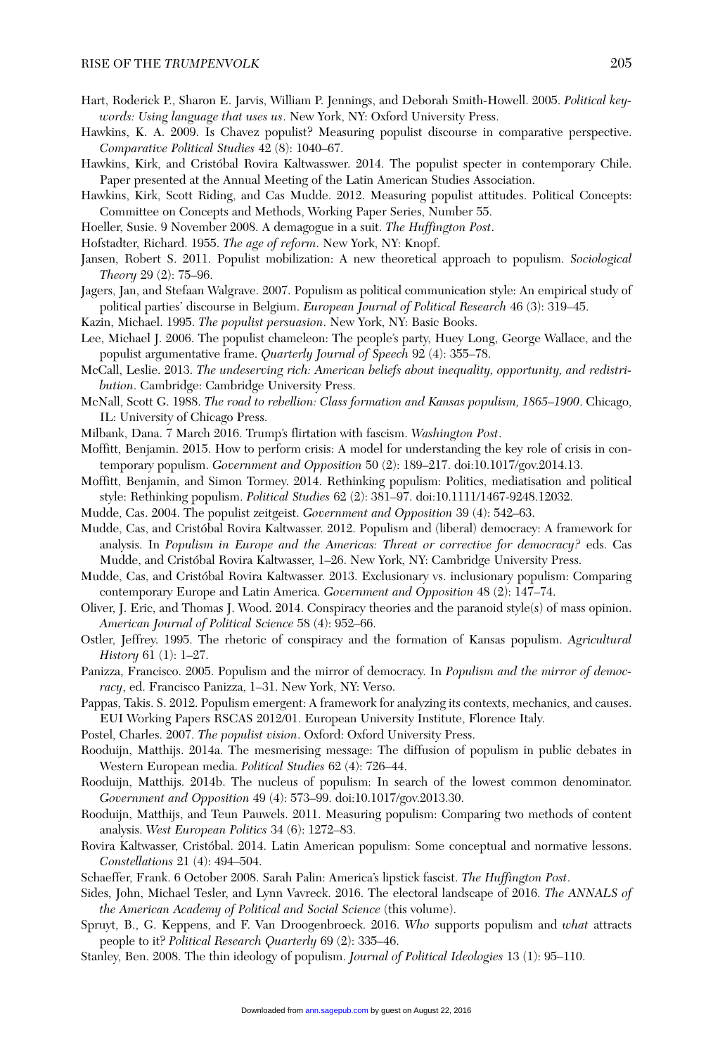Hart, Roderick P., Sharon E. Jarvis, William P. Jennings, and Deborah Smith-Howell. 2005. *Political keywords: Using language that uses us*. New York, NY: Oxford University Press.

Hawkins, K. A. 2009. Is Chavez populist? Measuring populist discourse in comparative perspective. *Comparative Political Studies* 42 (8): 1040–67.

Hawkins, Kirk, and Cristóbal Rovira Kaltwasswer. 2014. The populist specter in contemporary Chile. Paper presented at the Annual Meeting of the Latin American Studies Association.

Hawkins, Kirk, Scott Riding, and Cas Mudde. 2012. Measuring populist attitudes. Political Concepts: Committee on Concepts and Methods, Working Paper Series, Number 55.

Hoeller, Susie. 9 November 2008. A demagogue in a suit. *The Huffington Post*.

Hofstadter, Richard. 1955. *The age of reform*. New York, NY: Knopf.

Jansen, Robert S. 2011. Populist mobilization: A new theoretical approach to populism. *Sociological Theory* 29 (2): 75–96.

Jagers, Jan, and Stefaan Walgrave. 2007. Populism as political communication style: An empirical study of political parties' discourse in Belgium. *European Journal of Political Research* 46 (3): 319–45.

Kazin, Michael. 1995. *The populist persuasion*. New York, NY: Basic Books.

Lee, Michael J. 2006. The populist chameleon: The people's party, Huey Long, George Wallace, and the populist argumentative frame. *Quarterly Journal of Speech* 92 (4): 355–78.

McCall, Leslie. 2013. *The undeserving rich: American beliefs about inequality, opportunity, and redistribution*. Cambridge: Cambridge University Press.

McNall, Scott G. 1988. *The road to rebellion: Class formation and Kansas populism, 1865–1900*. Chicago, IL: University of Chicago Press.

Milbank, Dana. 7 March 2016. Trump's flirtation with fascism. *Washington Post*.

Moffitt, Benjamin. 2015. How to perform crisis: A model for understanding the key role of crisis in contemporary populism. *Government and Opposition* 50 (2): 189–217. doi:10.1017/gov.2014.13.

Moffitt, Benjamin, and Simon Tormey. 2014. Rethinking populism: Politics, mediatisation and political style: Rethinking populism. *Political Studies* 62 (2): 381–97. doi:10.1111/1467-9248.12032.

Mudde, Cas. 2004. The populist zeitgeist. *Government and Opposition* 39 (4): 542–63.

Mudde, Cas, and Cristóbal Rovira Kaltwasser. 2012. Populism and (liberal) democracy: A framework for analysis. In *Populism in Europe and the Americas: Threat or corrective for democracy?* eds. Cas Mudde, and Cristóbal Rovira Kaltwasser, 1–26. New York, NY: Cambridge University Press.

Mudde, Cas, and Cristóbal Rovira Kaltwasser. 2013. Exclusionary vs. inclusionary populism: Comparing contemporary Europe and Latin America. *Government and Opposition* 48 (2): 147–74.

Oliver, J. Eric, and Thomas J. Wood. 2014. Conspiracy theories and the paranoid style(s) of mass opinion. *American Journal of Political Science* 58 (4): 952–66.

Ostler, Jeffrey. 1995. The rhetoric of conspiracy and the formation of Kansas populism. *Agricultural History* 61 (1): 1–27.

Panizza, Francisco. 2005. Populism and the mirror of democracy. In *Populism and the mirror of democracy*, ed. Francisco Panizza, 1–31. New York, NY: Verso.

Pappas, Takis. S. 2012. Populism emergent: A framework for analyzing its contexts, mechanics, and causes. EUI Working Papers RSCAS 2012/01. European University Institute, Florence Italy.

Postel, Charles. 2007. *The populist vision*. Oxford: Oxford University Press.

Rooduijn, Matthijs. 2014a. The mesmerising message: The diffusion of populism in public debates in Western European media. *Political Studies* 62 (4): 726–44.

Rooduijn, Matthijs. 2014b. The nucleus of populism: In search of the lowest common denominator. *Government and Opposition* 49 (4): 573–99. doi:10.1017/gov.2013.30.

Rooduijn, Matthijs, and Teun Pauwels. 2011. Measuring populism: Comparing two methods of content analysis. *West European Politics* 34 (6): 1272–83.

Rovira Kaltwasser, Cristóbal. 2014. Latin American populism: Some conceptual and normative lessons. *Constellations* 21 (4): 494–504.

Schaeffer, Frank. 6 October 2008. Sarah Palin: America's lipstick fascist. *The Huffington Post*.

Sides, John, Michael Tesler, and Lynn Vavreck. 2016. The electoral landscape of 2016. *The ANNALS of the American Academy of Political and Social Science* (this volume).

Spruyt, B., G. Keppens, and F. Van Droogenbroeck. 2016. *Who* supports populism and *what* attracts people to it? *Political Research Quarterly* 69 (2): 335–46.

Stanley, Ben. 2008. The thin ideology of populism. *Journal of Political Ideologies* 13 (1): 95–110.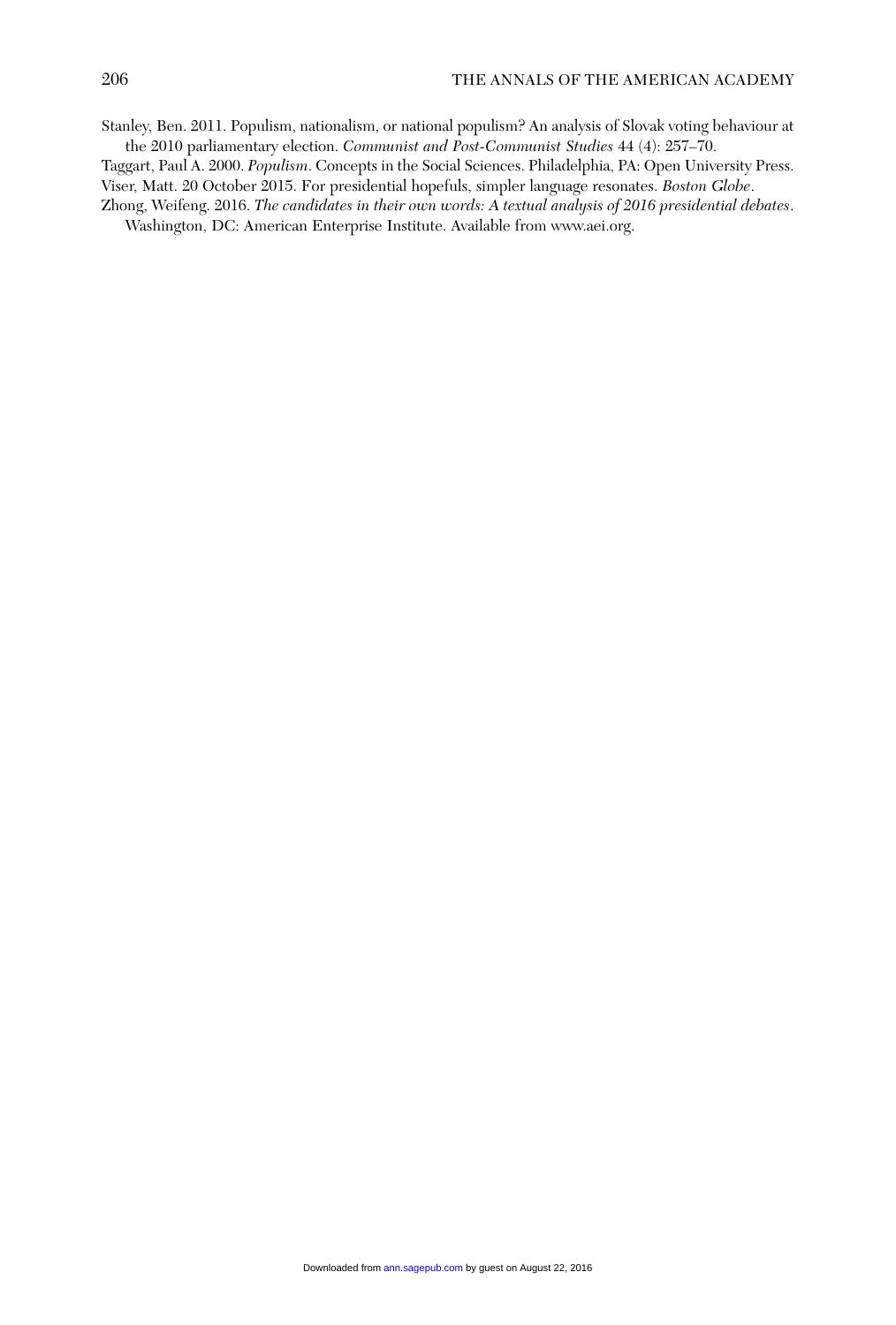Stanley, Ben. 2011. Populism, nationalism, or national populism? An analysis of Slovak voting behaviour at the 2010 parliamentary election. *Communist and Post-Communist Studies* 44 (4): 257–70.

Taggart, Paul A. 2000. *Populism*. Concepts in the Social Sciences. Philadelphia, PA: Open University Press.

Viser, Matt. 20 October 2015. For presidential hopefuls, simpler language resonates. *Boston Globe*.

Zhong, Weifeng. 2016. *The candidates in their own words: A textual analysis of 2016 presidential debates*. Washington, DC: American Enterprise Institute. Available from www.aei.org.